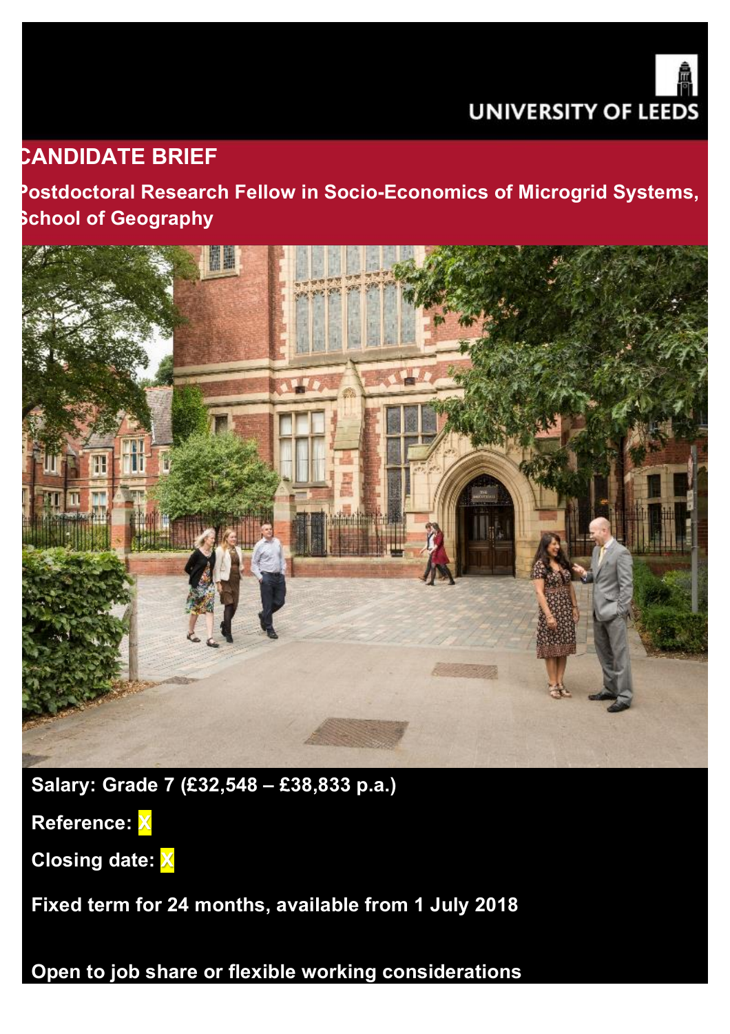UNIVERSITY OF LEEDS

# CANDIDATE BRIEF

## Postdoctoral Research Fellow in Socio-Economics of Microgrid Systems, School of Geography

**Salary: Grade 7 (£32,548 – £38,833 p.a.)**

**Reference: X**

**Closing date: X**

**Fixed term for 24 months, available from 1 July 2018**

**Open to job share or flexible working considerations**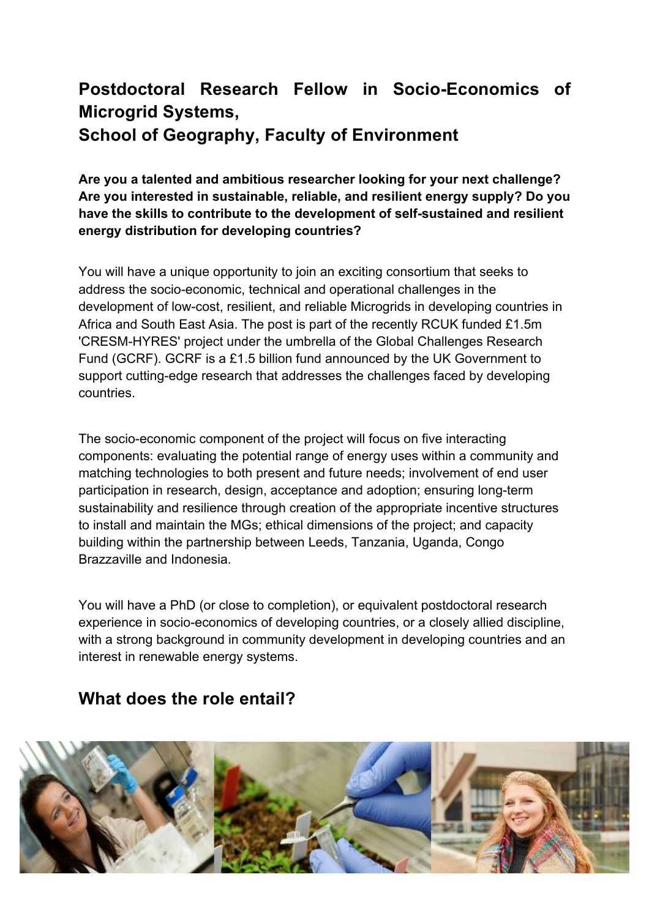# Postdoctoral Research Fellow in Socio-Economics of Microgrid Systems, School of Geography, Faculty of Environment

**Are you a talented and ambitious researcher looking for your next challenge? Are you interested in sustainable, reliable, and resilient energy supply? Do you have the skills to contribute to the development of self-sustained and resilient energy distribution for developing countries?**

You will have a unique opportunity to join an exciting consortium that seeks to address the socio-economic, technical and operational challenges in the development of low-cost, resilient, and reliable Microgrids in developing countries in Africa and South East Asia. The post is part of the recently RCUK funded £1.5m 'CRESM-HYRES' project under the umbrella of the Global Challenges Research Fund (GCRF). GCRF is a £1.5 billion fund announced by the UK Government to support cutting-edge research that addresses the challenges faced by developing countries.

The socio-economic component of the project will focus on five interacting components: evaluating the potential range of energy uses within a community and matching technologies to both present and future needs; involvement of end user participation in research, design, acceptance and adoption; ensuring long-term sustainability and resilience through creation of the appropriate incentive structures to install and maintain the MGs; ethical dimensions of the project; and capacity building within the partnership between Leeds, Tanzania, Uganda, Congo Brazzaville and Indonesia.

You will have a PhD (or close to completion), or equivalent postdoctoral research experience in socio-economics of developing countries, or a closely allied discipline, with a strong background in community development in developing countries and an interest in renewable energy systems.

## What does the role entail?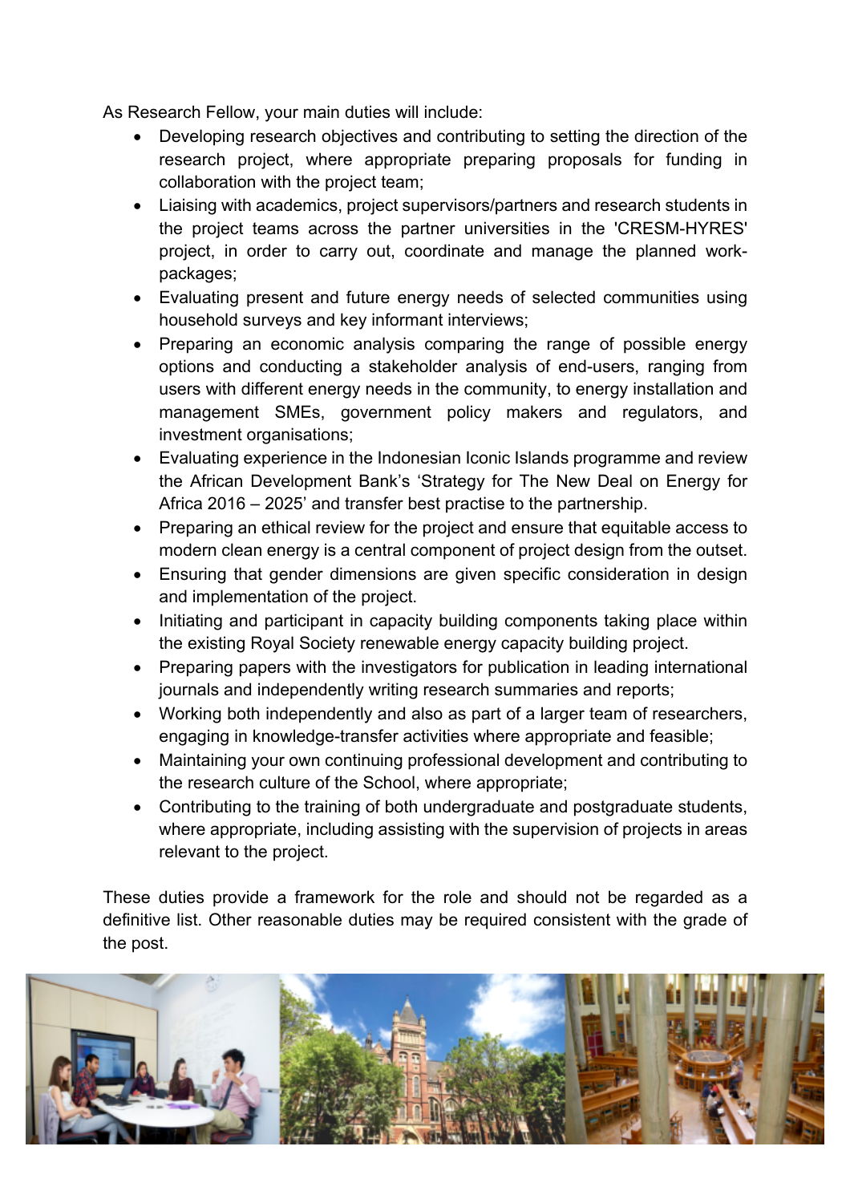As Research Fellow, your main duties will include:

- Developing research objectives and contributing to setting the direction of the research project, where appropriate preparing proposals for funding in collaboration with the project team;
- Liaising with academics, project supervisors/partners and research students in the project teams across the partner universities in the 'CRESM-HYRES' project, in order to carry out, coordinate and manage the planned work-packages;
- Evaluating present and future energy needs of selected communities using household surveys and key informant interviews;
- Preparing an economic analysis comparing the range of possible energy options and conducting a stakeholder analysis of end-users, ranging from users with different energy needs in the community, to energy installation and management SMEs, government policy makers and regulators, and investment organisations;
- Evaluating experience in the Indonesian Iconic Islands programme and review the African Development Bank's 'Strategy for The New Deal on Energy for Africa 2016 – 2025' and transfer best practise to the partnership.
- Preparing an ethical review for the project and ensure that equitable access to modern clean energy is a central component of project design from the outset.
- Ensuring that gender dimensions are given specific consideration in design and implementation of the project.
- Initiating and participant in capacity building components taking place within the existing Royal Society renewable energy capacity building project.
- Preparing papers with the investigators for publication in leading international journals and independently writing research summaries and reports;
- Working both independently and also as part of a larger team of researchers, engaging in knowledge-transfer activities where appropriate and feasible;
- Maintaining your own continuing professional development and contributing to the research culture of the School, where appropriate;
- Contributing to the training of both undergraduate and postgraduate students, where appropriate, including assisting with the supervision of projects in areas relevant to the project.

These duties provide a framework for the role and should not be regarded as a definitive list. Other reasonable duties may be required consistent with the grade of the post.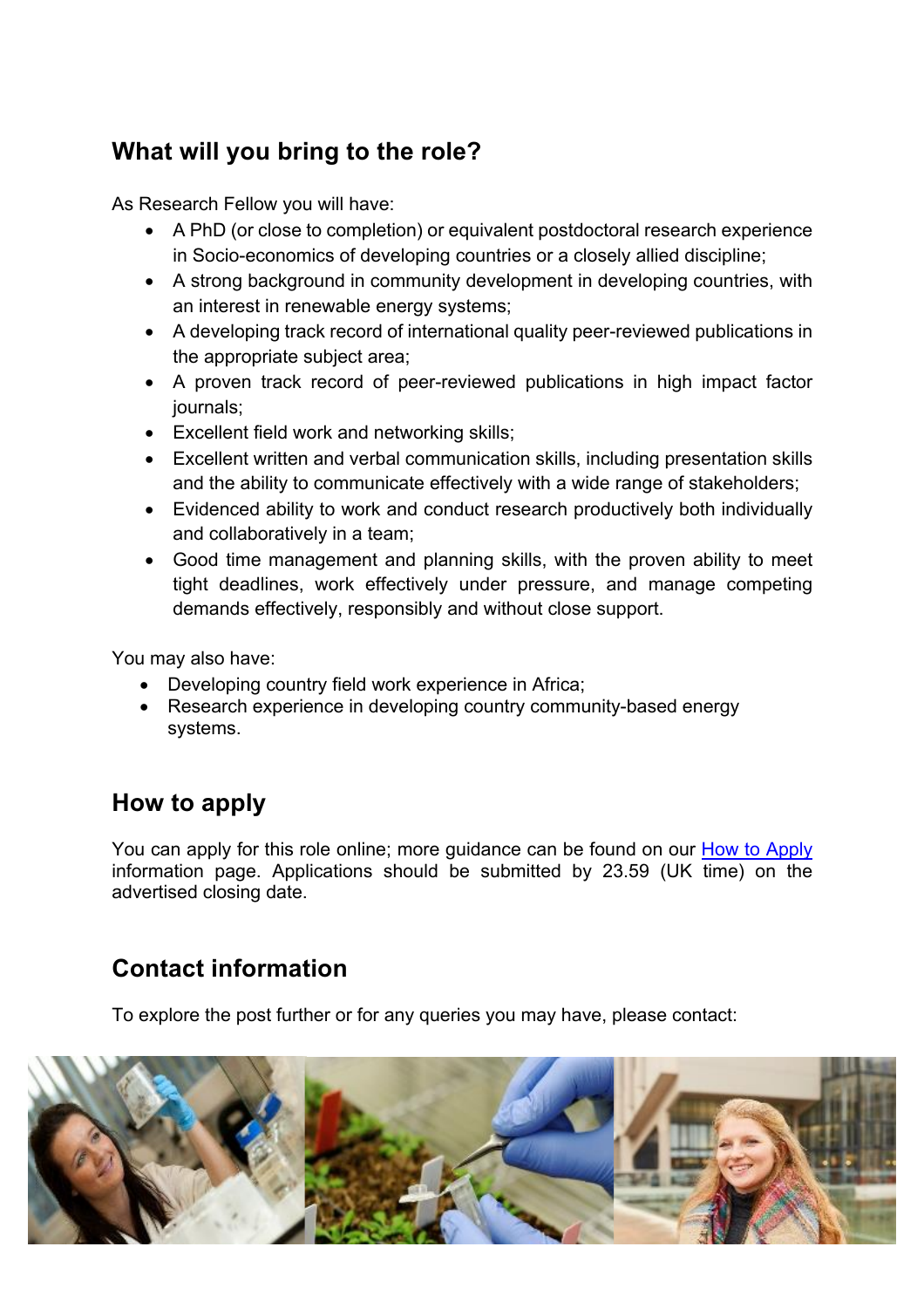## What will you bring to the role?

As Research Fellow you will have:

- A PhD (or close to completion) or equivalent postdoctoral research experience in Socio-economics of developing countries or a closely allied discipline;
- A strong background in community development in developing countries, with an interest in renewable energy systems;
- A developing track record of international quality peer-reviewed publications in the appropriate subject area;
- A proven track record of peer-reviewed publications in high impact factor journals;
- Excellent field work and networking skills;
- Excellent written and verbal communication skills, including presentation skills and the ability to communicate effectively with a wide range of stakeholders;
- Evidenced ability to work and conduct research productively both individually and collaboratively in a team;
- Good time management and planning skills, with the proven ability to meet tight deadlines, work effectively under pressure, and manage competing demands effectively, responsibly and without close support.

You may also have:

- Developing country field work experience in Africa;
- Research experience in developing country community-based energy systems.

## How to apply

You can apply for this role online; more guidance can be found on our How to Apply information page. Applications should be submitted by 23.59 (UK time) on the advertised closing date.

## Contact information

To explore the post further or for any queries you may have, please contact: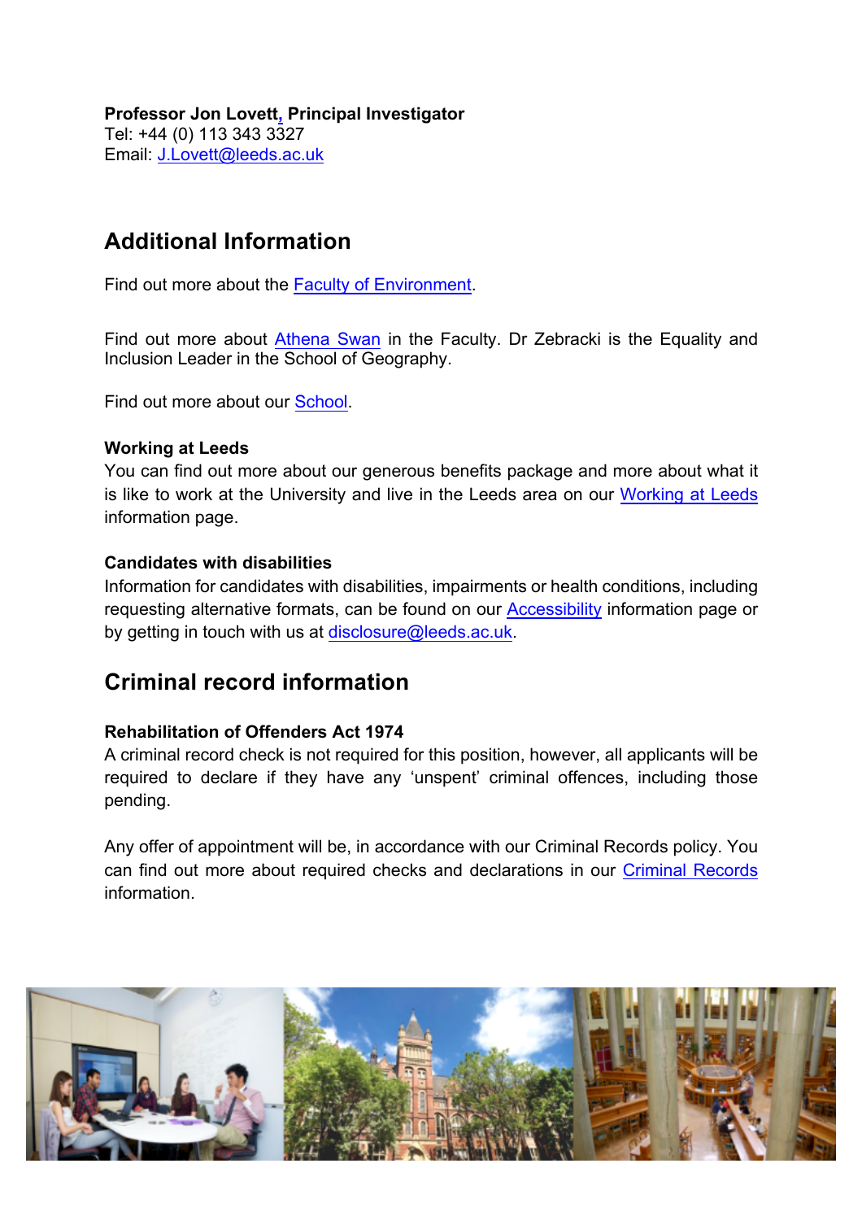**Professor Jon Lovett, Principal Investigator**
Tel: +44 (0) 113 343 3327
Email: J.Lovett@leeds.ac.uk

## Additional Information

Find out more about the Faculty of Environment.

Find out more about Athena Swan in the Faculty. Dr Zebracki is the Equality and Inclusion Leader in the School of Geography.

Find out more about our School.

**Working at Leeds**
You can find out more about our generous benefits package and more about what it is like to work at the University and live in the Leeds area on our Working at Leeds information page.

**Candidates with disabilities**
Information for candidates with disabilities, impairments or health conditions, including requesting alternative formats, can be found on our Accessibility information page or by getting in touch with us at disclosure@leeds.ac.uk.

## Criminal record information

**Rehabilitation of Offenders Act 1974**
A criminal record check is not required for this position, however, all applicants will be required to declare if they have any 'unspent' criminal offences, including those pending.

Any offer of appointment will be, in accordance with our Criminal Records policy. You can find out more about required checks and declarations in our Criminal Records information.